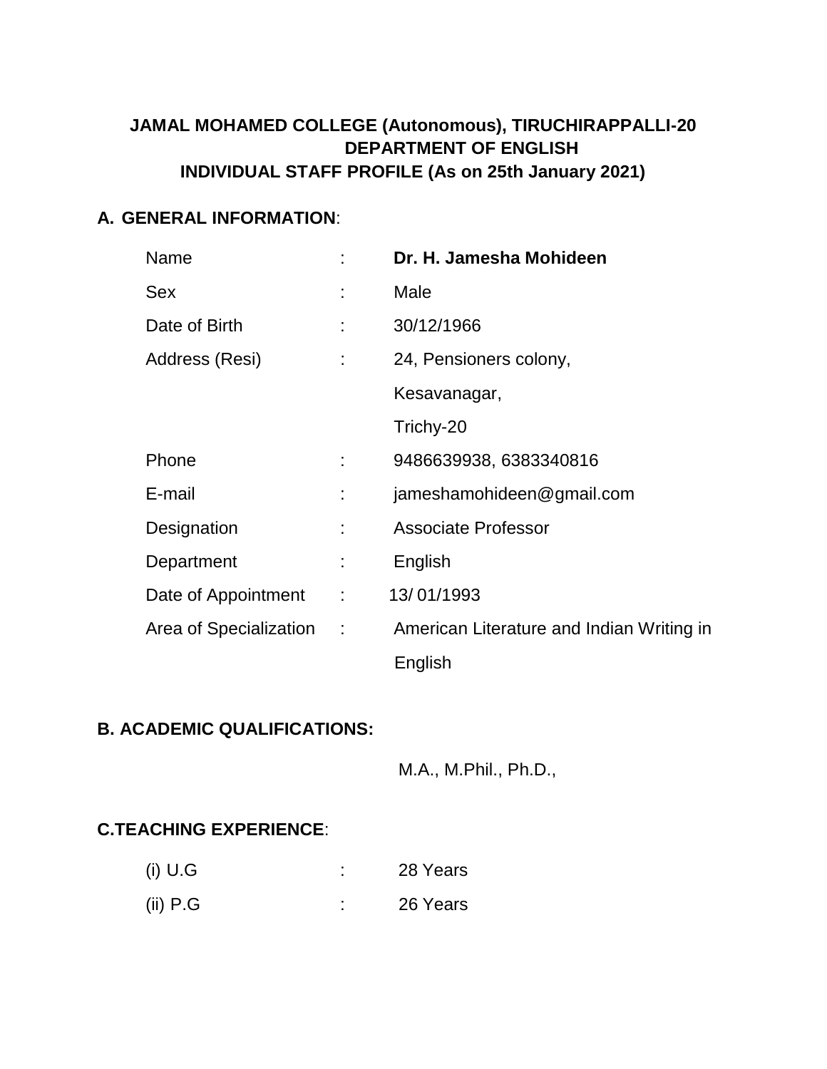# JAMAL MOHAMED COLLEGE (Autonomous), TIRUCHIRAPPALLI-20

## DEPARTMENT OF ENGLISH

## INDIVIDUAL STAFF PROFILE (As on 25th January 2021)

### A. GENERAL INFORMATION:

| | | |
|---|---|---|
| Name | : | **Dr. H. Jamesha Mohideen** |
| Sex | : | Male |
| Date of Birth | : | 30/12/1966 |
| Address (Resi) | : | 24, Pensioners colony, Kesavanagar, Trichy-20 |
| Phone | : | 9486639938, 6383340816 |
| E-mail | : | jameshamohideen@gmail.com |
| Designation | : | Associate Professor |
| Department | : | English |
| Date of Appointment | : | 13/ 01/1993 |
| Area of Specialization | : | American Literature and Indian Writing in English |

### B. ACADEMIC QUALIFICATIONS:

M.A., M.Phil., Ph.D.,

### C.TEACHING EXPERIENCE:

| | | |
|---|---|---|
| (i) U.G | : | 28 Years |
| (ii) P.G | : | 26 Years |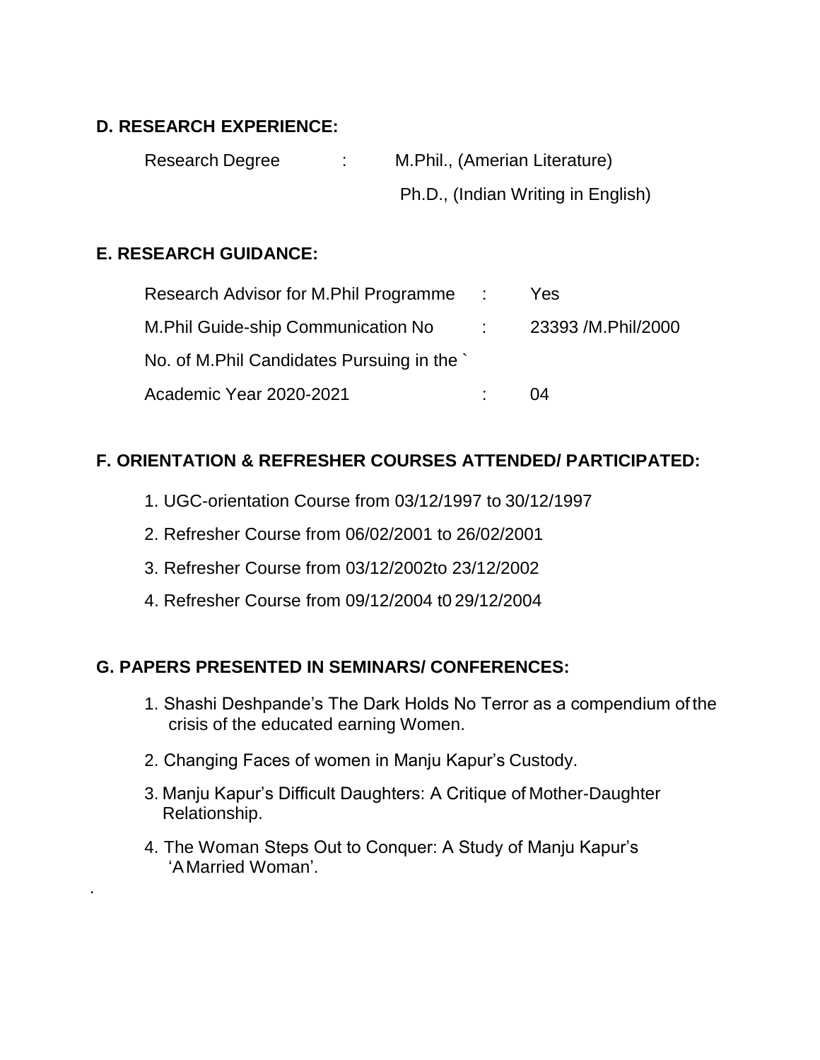## D. RESEARCH EXPERIENCE:

| | | |
|---|---|---|
| Research Degree | : | M.Phil., (Amerian Literature) |
| | | Ph.D., (Indian Writing in English) |

## E. RESEARCH GUIDANCE:

| | | |
|---|---|---|
| Research Advisor for M.Phil Programme | : | Yes |
| M.Phil Guide-ship Communication No | : | 23393 /M.Phil/2000 |
| No. of M.Phil Candidates Pursuing in the ` Academic Year 2020-2021 | : | 04 |

## F. ORIENTATION & REFRESHER COURSES ATTENDED/ PARTICIPATED:

1. UGC-orientation Course from 03/12/1997 to 30/12/1997
2. Refresher Course from 06/02/2001 to 26/02/2001
3. Refresher Course from 03/12/2002to 23/12/2002
4. Refresher Course from 09/12/2004 t0 29/12/2004

## G. PAPERS PRESENTED IN SEMINARS/ CONFERENCES:

1. Shashi Deshpande's The Dark Holds No Terror as a compendium of the crisis of the educated earning Women.
2. Changing Faces of women in Manju Kapur's Custody.
3. Manju Kapur's Difficult Daughters: A Critique of Mother-Daughter Relationship.
4. The Woman Steps Out to Conquer: A Study of Manju Kapur's 'A Married Woman'.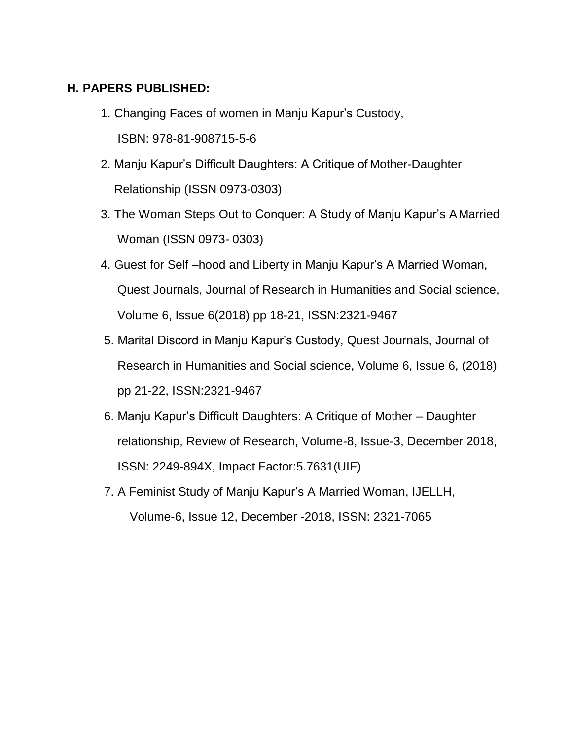**H. PAPERS PUBLISHED:**

1. Changing Faces of women in Manju Kapur's Custody, ISBN: 978-81-908715-5-6
2. Manju Kapur's Difficult Daughters: A Critique of Mother-Daughter Relationship (ISSN 0973-0303)
3. The Woman Steps Out to Conquer: A Study of Manju Kapur's A Married Woman (ISSN 0973- 0303)
4. Guest for Self –hood and Liberty in Manju Kapur's A Married Woman, Quest Journals, Journal of Research in Humanities and Social science, Volume 6, Issue 6(2018) pp 18-21, ISSN:2321-9467
5. Marital Discord in Manju Kapur's Custody, Quest Journals, Journal of Research in Humanities and Social science, Volume 6, Issue 6, (2018) pp 21-22, ISSN:2321-9467
6. Manju Kapur's Difficult Daughters: A Critique of Mother – Daughter relationship, Review of Research, Volume-8, Issue-3, December 2018, ISSN: 2249-894X, Impact Factor:5.7631(UIF)
7. A Feminist Study of Manju Kapur's A Married Woman, IJELLH, Volume-6, Issue 12, December -2018, ISSN: 2321-7065